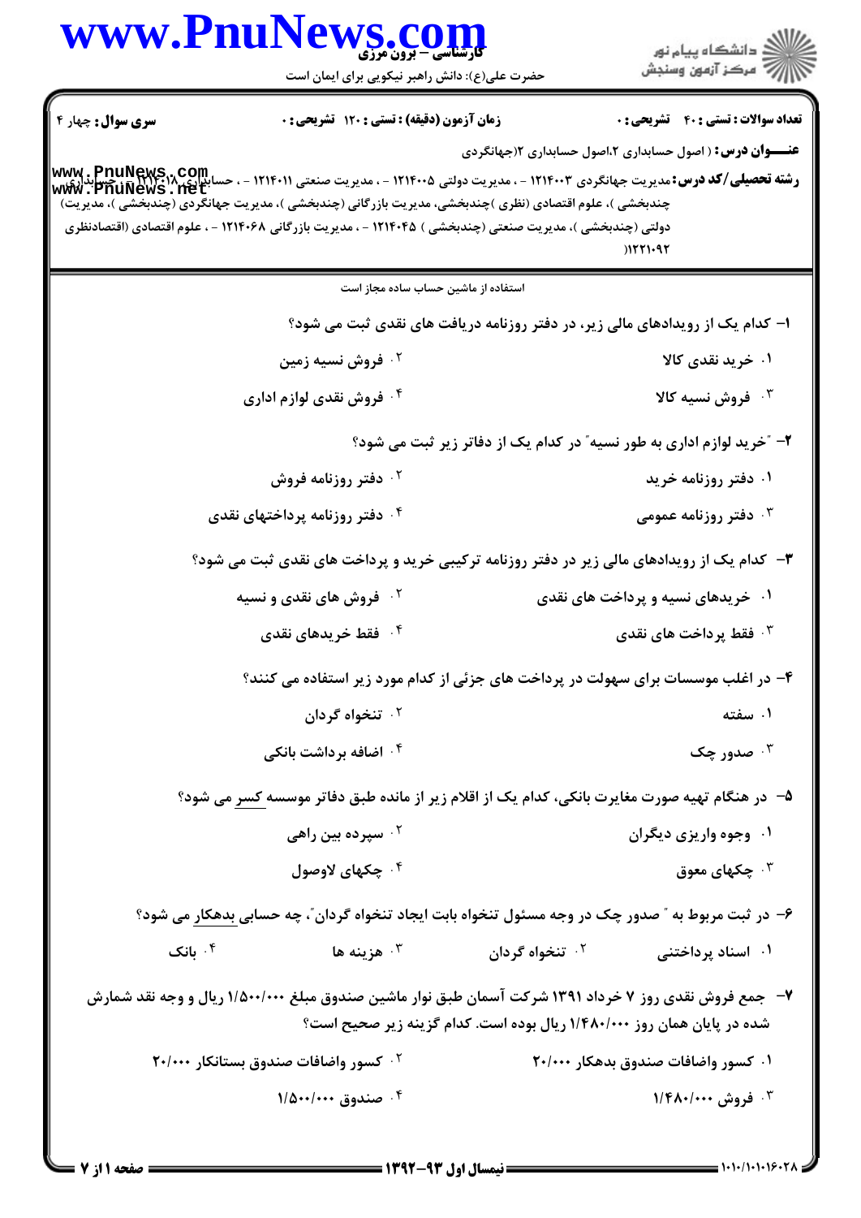کارشناسی – برون مرزی

حضرت علی(ع): دانش راهبر نیکویی برای ایمان است

دانشگاه پیام نور
مرکز آزمون وسنجش

**سری سوال:** چهار ۴ | **زمان آزمون (دقیقه) : تستی :** ۱۲۰ **تشریحی :** ۰ | **تعداد سوالات : تستی :** ۴۰ **تشریحی :** ۰

**عنـــوان درس :** ( اصول حسابداری ۲،اصول حسابداری ۲(جهانگردی

**رشته تحصیلی/کد درس:** مدیریت جهانگردی ۱۲۱۴۰۰۳ - ، مدیریت دولتی ۱۲۱۴۰۰۵ - ، مدیریت صنعتی ۱۲۱۴۰۱۱ - ، حسابداری ۱۲۱۴۰۱۸ - ، حسابداری (چندبخشی )، علوم اقتصادی (نظری )چندبخشی، مدیریت بازرگانی (چندبخشی)، مدیریت جهانگردی (چندبخشی )، مدیریت دولتی (چندبخشی )، مدیریت صنعتی (چندبخشی ) ۱۲۱۴۰۴۵ - ، مدیریت بازرگانی ۱۲۱۴۰۶۸ - ، علوم اقتصادی (اقتصادنظری )۱۲۲۱۰۹۲

استفاده از ماشین حساب ساده مجاز است

۱- کدام یک از رویدادهای مالی زیر، در دفتر روزنامه دریافت های نقدی ثبت می شود؟

۱. خرید نقدی کالا
۲. فروش نسیه زمین
۳. فروش نسیه کالا
۴. فروش نقدی لوازم اداری

۲- "خرید لوازم اداری به طور نسیه" در کدام یک از دفاتر زیر ثبت می شود؟

۱. دفتر روزنامه خرید
۲. دفتر روزنامه فروش
۳. دفتر روزنامه عمومی
۴. دفتر روزنامه پرداختهای نقدی

۳- کدام یک از رویدادهای مالی زیر در دفتر روزنامه ترکیبی خرید و پرداخت های نقدی ثبت می شود؟

۱. خریدهای نسیه و پرداخت های نقدی
۲. فروش های نقدی و نسیه
۳. فقط پرداخت های نقدی
۴. فقط خریدهای نقدی

۴- در اغلب موسسات برای سهولت در پرداخت های جزئی از کدام مورد زیر استفاده می کنند؟

۱. سفته
۲. تنخواه گردان
۳. صدور چک
۴. اضافه برداشت بانکی

۵- در هنگام تهیه صورت مغایرت بانکی، کدام یک از اقلام زیر از مانده طبق دفاتر موسسه کسر می شود؟

۱. وجوه واریزی دیگران
۲. سپرده بین راهی
۳. چکهای معوق
۴. چکهای لاوصول

۶- در ثبت مربوط به " صدور چک در وجه مسئول تنخواه بابت ایجاد تنخواه گردان"، چه حسابی بدهکار می شود؟

۱. اسناد پرداختنی
۲. تنخواه گردان
۳. هزینه ها
۴. بانک

۷- جمع فروش نقدی روز ۷ خرداد ۱۳۹۱ شرکت آسمان طبق نوار ماشین صندوق مبلغ ۱/۵۰۰/۰۰۰ ریال و وجه نقد شمارش شده در پایان همان روز ۱/۴۸۰/۰۰۰ ریال بوده است. کدام گزینه زیر صحیح است؟

۱. کسور واضافات صندوق بدهکار ۲۰/۰۰۰
۲. کسور واضافات صندوق بستانکار ۲۰/۰۰۰
۳. فروش ۱/۴۸۰/۰۰۰
۴. صندوق ۱/۵۰۰/۰۰۰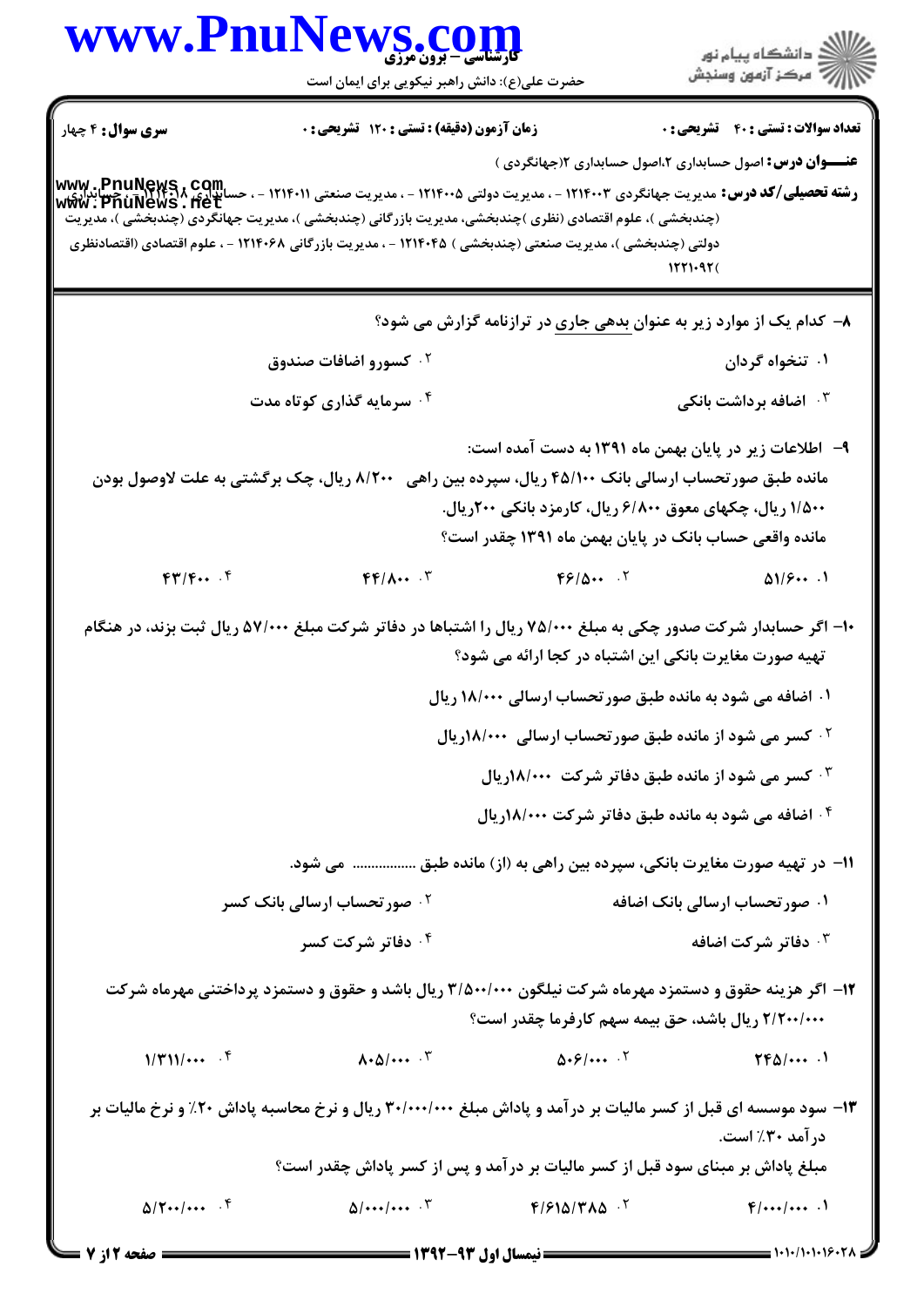**سری سوال:** ۴ چهار

**زمان آزمون (دقیقه) : تستی : ۱۲۰ تشریحی : ۰**

**تعداد سوالات : تستی : ۴۰ تشریحی : ۰**

**عنـــوان درس:** اصول حسابداری ۲،اصول حسابداری ۲(جهانگردی )

**رشته تحصیلی/کد درس:** مدیریت جهانگردی ۱۲۱۴۰۰۳ - ، مدیریت دولتی ۱۲۱۴۰۰۵ - ، مدیریت صنعتی ۱۲۱۴۰۱۱ - ، حسابداری ۱۲۱۴۰۱۸ - ، حسابداری (چندبخشی )، علوم اقتصادی (نظری )چندبخشی، مدیریت بازرگانی (چندبخشی )، مدیریت جهانگردی (چندبخشی )، مدیریت دولتی (چندبخشی )، مدیریت صنعتی (چندبخشی ) ۱۲۱۴۰۴۵ - ، مدیریت بازرگانی ۱۲۱۴۰۶۸ - ، علوم اقتصادی (اقتصادنظری ۱۲۲۱۰۹۲(

۸- کدام یک از موارد زیر به عنوان بدهی جاری در ترازنامه گزارش می شود؟

۱. تنخواه گردان

۲. کسورو اضافات صندوق

۳. اضافه برداشت بانکی

۴. سرمایه گذاری کوتاه مدت

۹- اطلاعات زیر در پایان بهمن ماه ۱۳۹۱ به دست آمده است:

مانده طبق صورتحساب ارسالی بانک ۴۵/۱۰۰ ریال، سپرده بین راهی ۸/۲۰۰ ریال، چک برگشتی به علت لاوصول بودن ۱/۵۰۰ ریال، چکهای معوق ۶/۸۰۰ ریال، کارمزد بانکی ۲۰۰ریال.

مانده واقعی حساب بانک در پایان بهمن ماه ۱۳۹۱ چقدر است؟

۱. ۵۱/۶۰۰

۲. ۴۶/۵۰۰

۳. ۴۴/۸۰۰

۴. ۴۳/۴۰۰

۱۰- اگر حسابدار شرکت صدور چکی به مبلغ ۷۵/۰۰۰ ریال را اشتباها در دفاتر شرکت مبلغ ۵۷/۰۰۰ ریال ثبت بزند، در هنگام تهیه صورت مغایرت بانکی این اشتباه در کجا ارائه می شود؟

۱. اضافه می شود به مانده طبق صورتحساب ارسالی ۱۸/۰۰۰ ریال

۲. کسر می شود از مانده طبق صورتحساب ارسالی ۱۸/۰۰۰ریال

۳. کسر می شود از مانده طبق دفاتر شرکت ۱۸/۰۰۰ریال

۴. اضافه می شود به مانده طبق دفاتر شرکت ۱۸/۰۰۰ریال

۱۱- در تهیه صورت مغایرت بانکی، سپرده بین راهی به (از) مانده طبق ................ می شود.

۱. صورتحساب ارسالی بانک اضافه

۲. صورتحساب ارسالی بانک کسر

۳. دفاتر شرکت اضافه

۴. دفاتر شرکت کسر

۱۲- اگر هزینه حقوق و دستمزد مهرماه شرکت نیلگون ۳/۵۰۰/۰۰۰ ریال باشد و حقوق و دستمزد پرداختنی مهرماه شرکت ۲/۲۰۰/۰۰۰ ریال باشد، حق بیمه سهم کارفرما چقدر است؟

۱. ۲۴۵/۰۰۰

۲. ۵۰۶/۰۰۰

۳. ۸۰۵/۰۰۰

۴. ۱/۳۱۱/۰۰۰

۱۳- سود موسسه ای قبل از کسر مالیات بر درآمد و پاداش مبلغ ۳۰/۰۰۰/۰۰۰ ریال و نرخ محاسبه پاداش ۲۰٪ و نرخ مالیات بر درآمد ۳۰٪ است.

مبلغ پاداش بر مبنای سود قبل از کسر مالیات بر درآمد و پس از کسر پاداش چقدر است؟

۱. ۴/۰۰۰/۰۰۰

۲. ۴/۶۱۵/۳۸۵

۳. ۵/۰۰۰/۰۰۰

۴. ۵/۲۰۰/۰۰۰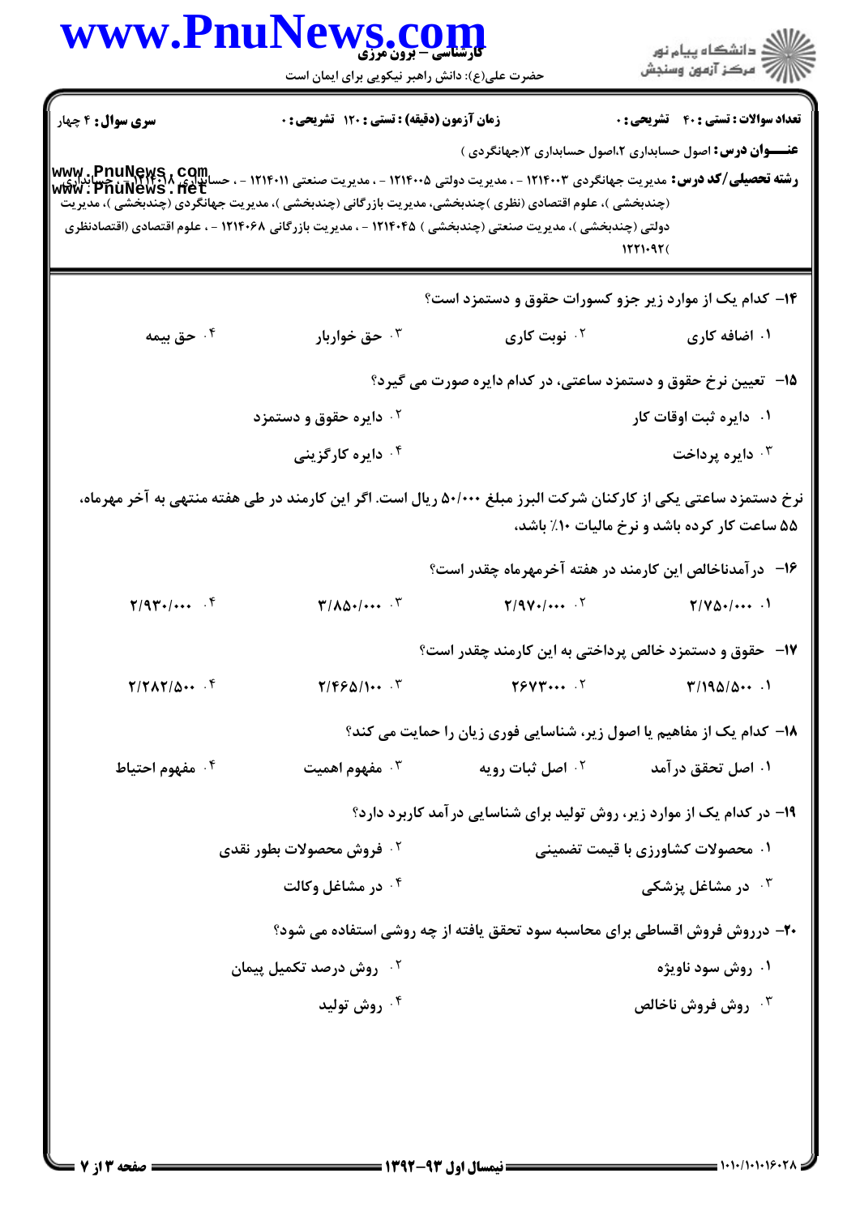**سری سوال:** ۴ چهار

**زمان آزمون (دقیقه) : تستی : ۱۲۰ تشریحی : ۰**

**تعداد سوالات : تستی : ۴۰ تشریحی : ۰**

**عنـــوان درس:** اصول حسابداری ۲،اصول حسابداری ۲(جهانگردی )

**رشته تحصیلی/کد درس:** مدیریت جهانگردی ۱۲۱۴۰۰۳ - ، مدیریت دولتی ۱۲۱۴۰۰۵ - ، مدیریت صنعتی ۱۲۱۴۰۱۱ - ، حسابداری ۱۲۱۴۰۱۸ - ، حسابداری (چندبخشی )، علوم اقتصادی (نظری )چندبخشی، مدیریت بازرگانی (چندبخشی )، مدیریت جهانگردی (چندبخشی )، مدیریت دولتی (چندبخشی )، مدیریت صنعتی (چندبخشی ) ۱۲۱۴۰۴۵ - ، مدیریت بازرگانی ۱۲۱۴۰۶۸ - ، علوم اقتصادی (اقتصادنظری ۱۲۲۱۰۹۲)

---

۱۴- کدام یک از موارد زیر جزو کسورات حقوق و دستمزد است؟

۱. اضافه کاری
۲. نوبت کاری
۳. حق خواربار
۴. حق بیمه

۱۵- تعیین نرخ حقوق و دستمزد ساعتی، در کدام دایره صورت می گیرد؟

۱. دایره ثبت اوقات کار
۲. دایره حقوق و دستمزد
۳. دایره پرداخت
۴. دایره کارگزینی

نرخ دستمزد ساعتی یکی از کارکنان شرکت البرز مبلغ ۵۰/۰۰۰ ریال است. اگر این کارمند در طی هفته منتهی به آخر مهرماه، ۵۵ ساعت کار کرده باشد و نرخ مالیات ۱۰٪ باشد،

۱۶- درآمدناخالص این کارمند در هفته آخرمهرماه چقدر است؟

۱. ۲/۷۵۰/۰۰۰
۲. ۲/۹۷۰/۰۰۰
۳. ۳/۸۵۰/۰۰۰
۴. ۲/۹۳۰/۰۰۰

۱۷- حقوق و دستمزد خالص پرداختی به این کارمند چقدر است؟

۱. ۳/۱۹۵/۵۰۰
۲. ۲۶۷۳۰۰۰
۳. ۲/۴۶۵/۱۰۰
۴. ۲/۲۸۲/۵۰۰

۱۸- کدام یک از مفاهیم یا اصول زیر، شناسایی فوری زیان را حمایت می کند؟

۱. اصل تحقق درآمد
۲. اصل ثبات رویه
۳. مفهوم اهمیت
۴. مفهوم احتیاط

۱۹- در کدام یک از موارد زیر، روش تولید برای شناسایی درآمد کاربرد دارد؟

۱. محصولات کشاورزی با قیمت تضمینی
۲. فروش محصولات بطور نقدی
۳. در مشاغل پزشکی
۴. در مشاغل وکالت

۲۰- درروش فروش اقساطی برای محاسبه سود تحقق یافته از چه روشی استفاده می شود؟

۱. روش سود ناویژه
۲. روش درصد تکمیل پیمان
۳. روش فروش ناخالص
۴. روش تولید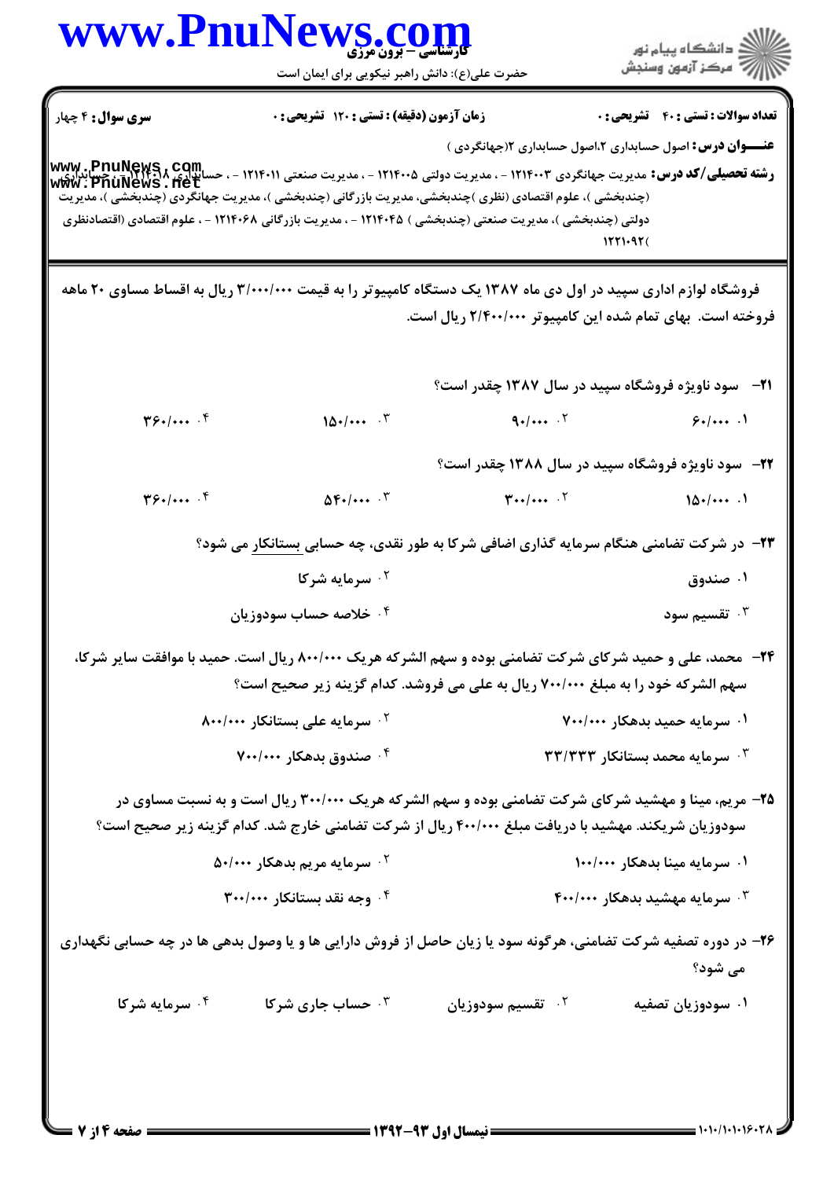**تعداد سوالات : تستی : ۴۰ تشریحی : ۰** | **زمان آزمون (دقیقه) : تستی : ۱۲۰ تشریحی : ۰** | **سری سوال : ۴ چهار**

**عنـــوان درس:** اصول حسابداری ۲،اصول حسابداری ۲(جهانگردی )

**رشته تحصیلی/کد درس:** مدیریت جهانگردی ۱۲۱۴۰۰۳ - ، مدیریت دولتی ۱۲۱۴۰۰۵ - ، مدیریت صنعتی ۱۲۱۴۰۱۱ - ، حسابداری ۱۲۱۴۰۱۸ - ، حسابداری (چندبخشی )، علوم اقتصادی (نظری )چندبخشی، مدیریت بازرگانی (چندبخشی )، مدیریت جهانگردی (چندبخشی )، مدیریت دولتی (چندبخشی )، مدیریت صنعتی (چندبخشی ) ۱۲۱۴۰۴۵ - ، مدیریت بازرگانی ۱۲۱۴۰۶۸ - ، علوم اقتصادی (اقتصادنظری ۱۲۲۱۰۹۲(

---

فروشگاه لوازم اداری سپید در اول دی ماه ۱۳۸۷ یک دستگاه کامپیوتر را به قیمت ۳/۰۰۰/۰۰۰ ریال به اقساط مساوی ۲۰ ماهه فروخته است. بهای تمام شده این کامپیوتر ۲/۴۰۰/۰۰۰ ریال است.

**۲۱-** سود ناویژه فروشگاه سپید در سال ۱۳۸۷ چقدر است؟

۱. ۶۰/۰۰۰
۲. ۹۰/۰۰۰
۳. ۱۵۰/۰۰۰
۴. ۳۶۰/۰۰۰

**۲۲-** سود ناویژه فروشگاه سپید در سال ۱۳۸۸ چقدر است؟

۱. ۱۵۰/۰۰۰
۲. ۳۰۰/۰۰۰
۳. ۵۴۰/۰۰۰
۴. ۳۶۰/۰۰۰

**۲۳-** در شرکت تضامنی هنگام سرمایه گذاری اضافی شرکا به طور نقدی، چه حسابی بستانکار می شود؟

۱. صندوق
۲. سرمایه شرکا
۳. تقسیم سود
۴. خلاصه حساب سودوزیان

**۲۴-** محمد، علی و حمید شرکای شرکت تضامنی بوده و سهم الشرکه هریک ۸۰۰/۰۰۰ ریال است. حمید با موافقت سایر شرکا، سهم الشرکه خود را به مبلغ ۷۰۰/۰۰۰ ریال به علی می فروشد. کدام گزینه زیر صحیح است؟

۱. سرمایه حمید بدهکار ۷۰۰/۰۰۰
۲. سرمایه علی بستانکار ۸۰۰/۰۰۰
۳. سرمایه محمد بستانکار ۳۳/۳۳۳
۴. صندوق بدهکار ۷۰۰/۰۰۰

**۲۵-** مریم، مینا و مهشید شرکای شرکت تضامنی بوده و سهم الشرکه هریک ۳۰۰/۰۰۰ ریال است و به نسبت مساوی در سودوزیان شریکند. مهشید با دریافت مبلغ ۴۰۰/۰۰۰ ریال از شرکت تضامنی خارج شد. کدام گزینه زیر صحیح است؟

۱. سرمایه مینا بدهکار ۱۰۰/۰۰۰
۲. سرمایه مریم بدهکار ۵۰/۰۰۰
۳. سرمایه مهشید بدهکار ۴۰۰/۰۰۰
۴. وجه نقد بستانکار ۳۰۰/۰۰۰

**۲۶-** در دوره تصفیه شرکت تضامنی، هرگونه سود یا زیان حاصل از فروش دارایی ها و یا وصول بدهی ها در چه حسابی نگهداری می شود؟

۱. سودوزیان تصفیه
۲. تقسیم سودوزیان
۳. حساب جاری شرکا
۴. سرمایه شرکا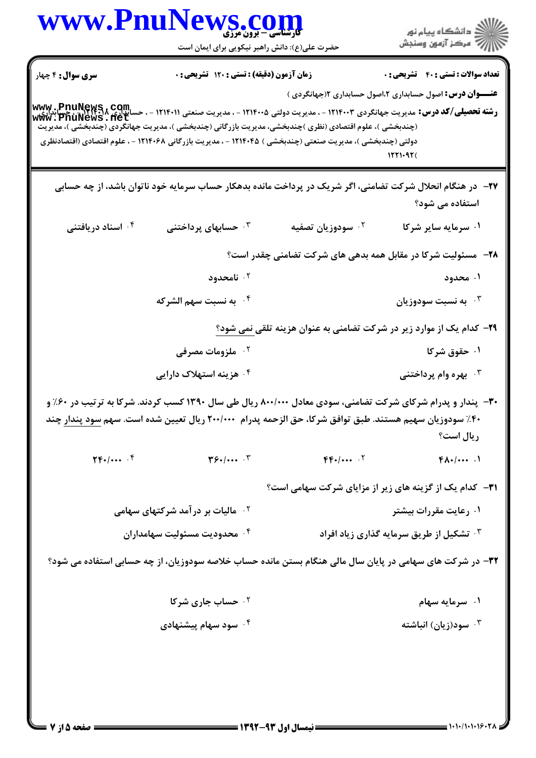**سری سوال:** ۴ چهار | **زمان آزمون (دقیقه) : تستی :** ۱۲۰ **تشریحی :** ۰ | **تعداد سوالات : تستی :** ۴۰ **تشریحی :** ۰

**عنـــوان درس:** اصول حسابداری ۲،اصول حسابداری ۲(جهانگردی )

**رشته تحصیلی/کد درس:** مدیریت جهانگردی ۱۲۱۴۰۰۳ - ، مدیریت دولتی ۱۲۱۴۰۰۵ - ، مدیریت صنعتی ۱۲۱۴۰۱۱ - ، حسابداری ۱۲۱۴۰۱۸ - ، حسابداری (چندبخشی )، علوم اقتصادی (نظری )چندبخشی، مدیریت بازرگانی (چندبخشی)، مدیریت جهانگردی (چندبخشی )، مدیریت دولتی (چندبخشی )، مدیریت صنعتی (چندبخشی ) ۱۲۱۴۰۴۵ - ، مدیریت بازرگانی ۱۲۱۴۰۶۸ - ، علوم اقتصادی (اقتصادنظری ۱۲۲۱۰۹۲(

۲۷- در هنگام انحلال شرکت تضامنی، اگر شریک در پرداخت مانده بدهکار حساب سرمایه خود ناتوان باشد، از چه حسابی استفاده می شود؟

۱. سرمایه سایر شرکا
۲. سودوزیان تصفیه
۳. حسابهای پرداختنی
۴. اسناد دریافتنی

۲۸- مسئولیت شرکا در مقابل همه بدهی های شرکت تضامنی چقدر است؟

۱. محدود
۲. نامحدود
۳. به نسبت سودوزیان
۴. به نسبت سهم الشرکه

۲۹- کدام یک از موارد زیر در شرکت تضامنی به عنوان هزینه تلقی نمی شود؟

۱. حقوق شرکا
۲. ملزومات مصرفی
۳. بهره وام پرداختنی
۴. هزینه استهلاک دارایی

۳۰- پندار و پدرام شرکای شرکت تضامنی، سودی معادل ۸۰۰/۰۰۰ ریال طی سال ۱۳۹۰ کسب کردند. شرکا به ترتیب در ۶۰٪ و ۴۰٪ سودوزیان سهیم هستند. طبق توافق شرکا، حق الزحمه پدرام ۲۰۰/۰۰۰ ریال تعیین شده است. سهم سود پندار چند ریال است؟

۱. ۴۸۰/۰۰۰
۲. ۴۴۰/۰۰۰
۳. ۳۶۰/۰۰۰
۴. ۲۴۰/۰۰۰

۳۱- کدام یک از گزینه های زیر از مزایای شرکت سهامی است؟

۱. رعایت مقررات بیشتر
۲. مالیات بر درآمد شرکتهای سهامی
۳. تشکیل از طریق سرمایه گذاری زیاد افراد
۴. محدودیت مسئولیت سهامداران

۳۲- در شرکت های سهامی در پایان سال مالی هنگام بستن مانده حساب خلاصه سودوزیان، از چه حسابی استفاده می شود؟

۱. سرمایه سهام
۲. حساب جاری شرکا
۳. سود(زیان) انباشته
۴. سود سهام پیشنهادی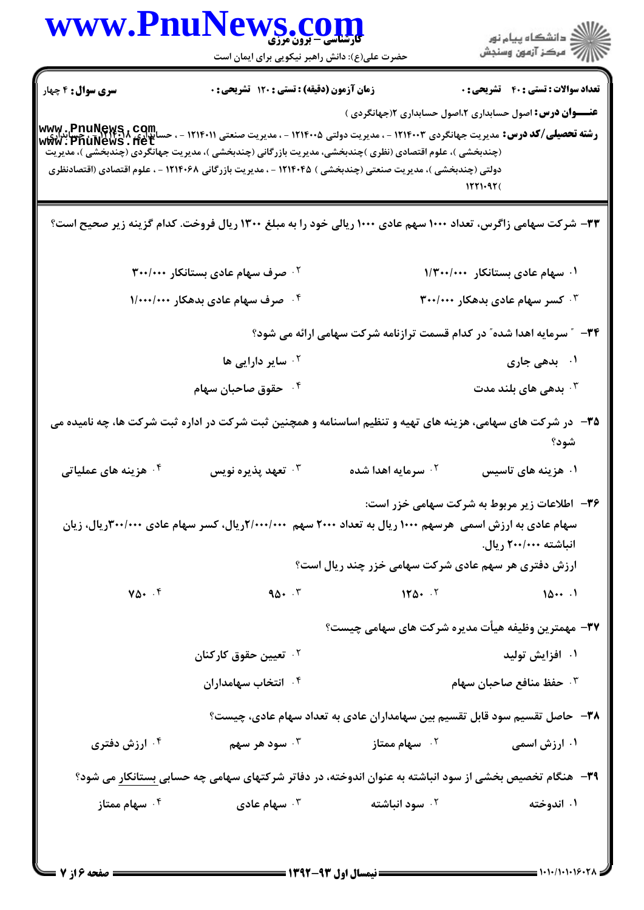**سری سوال:** ۴ چهار

**زمان آزمون (دقیقه) : تستی :** ۱۲۰ **تشریحی :** ۰

**تعداد سوالات : تستی :** ۴۰ **تشریحی :** ۰

**عنـــوان درس:** اصول حسابداری ۲،اصول حسابداری ۲(جهانگردی )

**رشته تحصیلی/کد درس:** مدیریت جهانگردی ۱۲۱۴۰۰۳ - ، مدیریت دولتی ۱۲۱۴۰۰۵ - ، مدیریت صنعتی ۱۲۱۴۰۱۱ - ، حسابداری ۱۲۱۴۰۱۸ - ، حسابداری (چندبخشی )، علوم اقتصادی (نظری )چندبخشی، مدیریت بازرگانی (چندبخشی )، مدیریت جهانگردی (چندبخشی )، مدیریت دولتی (چندبخشی )، مدیریت صنعتی (چندبخشی ) ۱۲۱۴۰۴۵ - ، مدیریت بازرگانی ۱۲۱۴۰۶۸ - ، علوم اقتصادی (اقتصادنظری ۱۲۲۱۰۹۲(

۳۳- شرکت سهامی زاگرس، تعداد ۱۰۰۰ سهم عادی ۱۰۰۰ ریالی خود را به مبلغ ۱۳۰۰ ریال فروخت. کدام گزینه زیر صحیح است؟

۱. سهام عادی بستانکار ۱/۳۰۰/۰۰۰

۲. صرف سهام عادی بستانکار ۳۰۰/۰۰۰

۳. کسر سهام عادی بدهکار ۳۰۰/۰۰۰

۴. صرف سهام عادی بدهکار ۱/۰۰۰/۰۰۰

۳۴- "سرمایه اهدا شده" در کدام قسمت ترازنامه شرکت سهامی ارائه می شود؟

۱. بدهی جاری

۲. سایر دارایی ها

۳. بدهی های بلند مدت

۴. حقوق صاحبان سهام

۳۵- در شرکت های سهامی، هزینه های تهیه و تنظیم اساسنامه و همچنین ثبت شرکت در اداره ثبت شرکت ها، چه نامیده می شود؟

۱. هزینه های تاسیس

۲. سرمایه اهدا شده

۳. تعهد پذیره نویس

۴. هزینه های عملیاتی

۳۶- اطلاعات زیر مربوط به شرکت سهامی خزر است:

سهام عادی به ارزش اسمی هرسهم ۱۰۰۰ ریال به تعداد ۲۰۰۰ سهم ۲/۰۰۰/۰۰۰ریال، کسر سهام عادی ۳۰۰/۰۰۰ریال، زیان انباشته ۲۰۰/۰۰۰ ریال.

ارزش دفتری هر سهم عادی شرکت سهامی خزر چند ریال است؟

۱. ۱۵۰۰

۲. ۱۲۵۰

۳. ۹۵۰

۴. ۷۵۰

۳۷- مهمترین وظیفه هیأت مدیره شرکت های سهامی چیست؟

۱. افزایش تولید

۲. تعیین حقوق کارکنان

۳. حفظ منافع صاحبان سهام

۴. انتخاب سهامداران

۳۸- حاصل تقسیم سود قابل تقسیم بین سهامداران عادی به تعداد سهام عادی، چیست؟

۱. ارزش اسمی

۲. سهام ممتاز

۳. سود هر سهم

۴. ارزش دفتری

۳۹- هنگام تخصیص بخشی از سود انباشته به عنوان اندوخته، در دفاتر شرکتهای سهامی چه حسابی بستانکار می شود؟

۱. اندوخته

۲. سود انباشته

۳. سهام عادی

۴. سهام ممتاز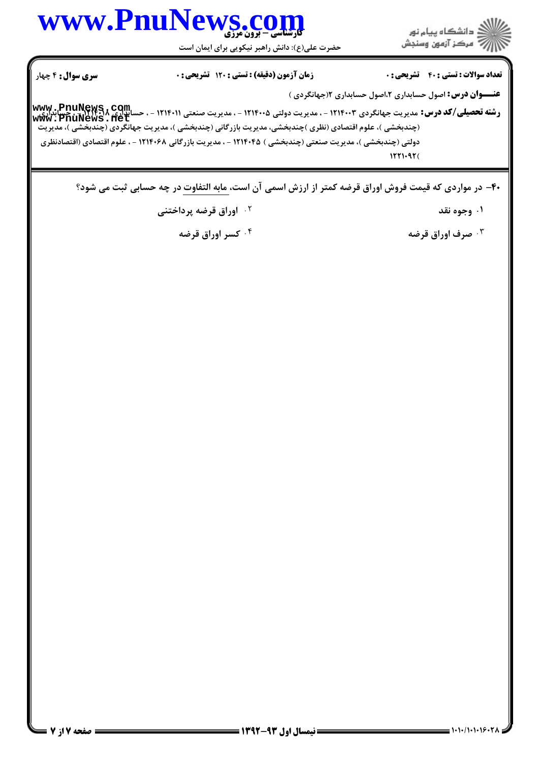**سری سوال:** ۴ چهار | **زمان آزمون (دقیقه) : تستی :** ۱۲۰ **تشریحی :** ۰ | **تعداد سوالات : تستی :** ۴۰ **تشریحی :** ۰

**عنـــوان درس:** اصول حسابداری ۲،اصول حسابداری ۲(جهانگردی )

**رشته تحصیلی/کد درس:** مدیریت جهانگردی ۱۲۱۴۰۰۳ - ، مدیریت دولتی ۱۲۱۴۰۰۵ - ، مدیریت صنعتی ۱۲۱۴۰۱۱ - ، حسابداری ۱۲۱۴۰۱۸ - ، حسابداری (چندبخشی )، علوم اقتصادی (نظری )چندبخشی، مدیریت بازرگانی (چندبخشی)، مدیریت جهانگردی (چندبخشی )، مدیریت دولتی (چندبخشی )، مدیریت صنعتی (چندبخشی ) ۱۲۱۴۰۴۵ - ، مدیریت بازرگانی ۱۲۱۴۰۶۸ - ، علوم اقتصادی (اقتصادنظری ۱۲۲۱۰۹۲(

۴۰- در مواردی که قیمت فروش اوراق قرضه کمتر از ارزش اسمی آن است، مابه التفاوت در چه حسابی ثبت می شود؟

۱. وجوه نقد

۲. اوراق قرضه پرداختنی

۳. صرف اوراق قرضه

۴. کسر اوراق قرضه